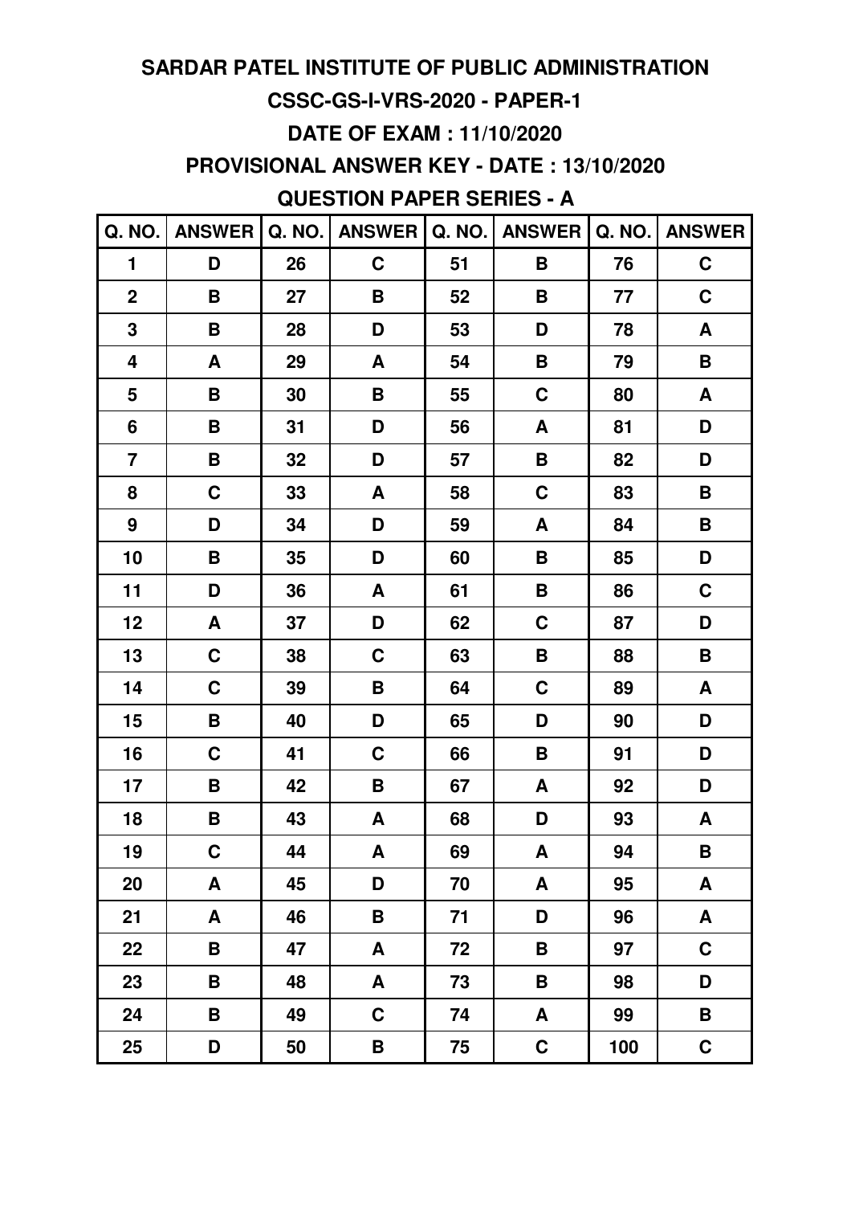# SARDAR PATEL INSTITUTE OF PUBLIC ADMINISTRATION

## CSSC-GS-I-VRS-2020 - PAPER-1

### DATE OF EXAM : 11/10/2020

### PROVISIONAL ANSWER KEY - DATE : 13/10/2020

### QUESTION PAPER SERIES - A

| Q. NO. | ANSWER | Q. NO. | ANSWER | Q. NO. | ANSWER | Q. NO. | ANSWER |
|---|---|---|---|---|---|---|---|
| 1 | D | 26 | C | 51 | B | 76 | C |
| 2 | B | 27 | B | 52 | B | 77 | C |
| 3 | B | 28 | D | 53 | D | 78 | A |
| 4 | A | 29 | A | 54 | B | 79 | B |
| 5 | B | 30 | B | 55 | C | 80 | A |
| 6 | B | 31 | D | 56 | A | 81 | D |
| 7 | B | 32 | D | 57 | B | 82 | D |
| 8 | C | 33 | A | 58 | C | 83 | B |
| 9 | D | 34 | D | 59 | A | 84 | B |
| 10 | B | 35 | D | 60 | B | 85 | D |
| 11 | D | 36 | A | 61 | B | 86 | C |
| 12 | A | 37 | D | 62 | C | 87 | D |
| 13 | C | 38 | C | 63 | B | 88 | B |
| 14 | C | 39 | B | 64 | C | 89 | A |
| 15 | B | 40 | D | 65 | D | 90 | D |
| 16 | C | 41 | C | 66 | B | 91 | D |
| 17 | B | 42 | B | 67 | A | 92 | D |
| 18 | B | 43 | A | 68 | D | 93 | A |
| 19 | C | 44 | A | 69 | A | 94 | B |
| 20 | A | 45 | D | 70 | A | 95 | A |
| 21 | A | 46 | B | 71 | D | 96 | A |
| 22 | B | 47 | A | 72 | B | 97 | C |
| 23 | B | 48 | A | 73 | B | 98 | D |
| 24 | B | 49 | C | 74 | A | 99 | B |
| 25 | D | 50 | B | 75 | C | 100 | C |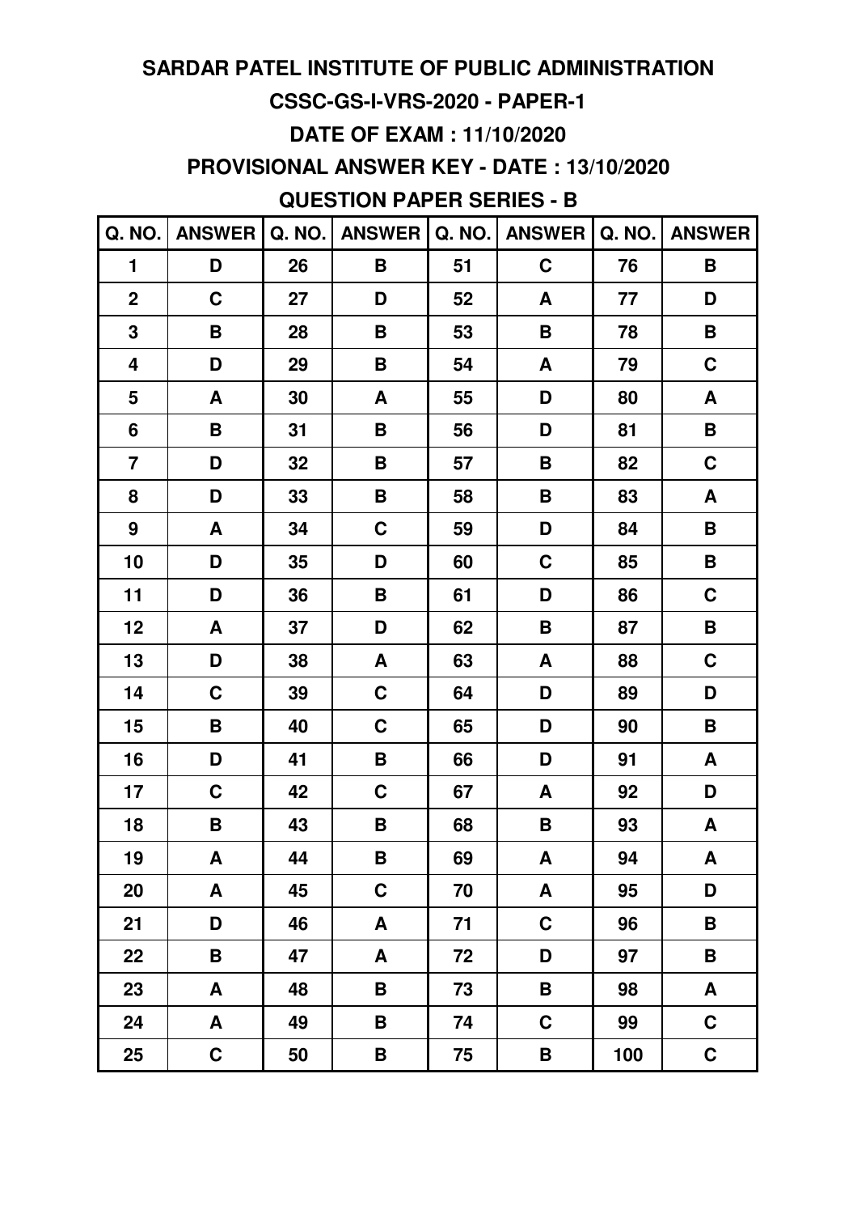# SARDAR PATEL INSTITUTE OF PUBLIC ADMINISTRATION

## CSSC-GS-I-VRS-2020 - PAPER-1

### DATE OF EXAM : 11/10/2020

### PROVISIONAL ANSWER KEY - DATE : 13/10/2020

### QUESTION PAPER SERIES - B

| Q. NO. | ANSWER | Q. NO. | ANSWER | Q. NO. | ANSWER | Q. NO. | ANSWER |
|---|---|---|---|---|---|---|---|
| 1 | D | 26 | B | 51 | C | 76 | B |
| 2 | C | 27 | D | 52 | A | 77 | D |
| 3 | B | 28 | B | 53 | B | 78 | B |
| 4 | D | 29 | B | 54 | A | 79 | C |
| 5 | A | 30 | A | 55 | D | 80 | A |
| 6 | B | 31 | B | 56 | D | 81 | B |
| 7 | D | 32 | B | 57 | B | 82 | C |
| 8 | D | 33 | B | 58 | B | 83 | A |
| 9 | A | 34 | C | 59 | D | 84 | B |
| 10 | D | 35 | D | 60 | C | 85 | B |
| 11 | D | 36 | B | 61 | D | 86 | C |
| 12 | A | 37 | D | 62 | B | 87 | B |
| 13 | D | 38 | A | 63 | A | 88 | C |
| 14 | C | 39 | C | 64 | D | 89 | D |
| 15 | B | 40 | C | 65 | D | 90 | B |
| 16 | D | 41 | B | 66 | D | 91 | A |
| 17 | C | 42 | C | 67 | A | 92 | D |
| 18 | B | 43 | B | 68 | B | 93 | A |
| 19 | A | 44 | B | 69 | A | 94 | A |
| 20 | A | 45 | C | 70 | A | 95 | D |
| 21 | D | 46 | A | 71 | C | 96 | B |
| 22 | B | 47 | A | 72 | D | 97 | B |
| 23 | A | 48 | B | 73 | B | 98 | A |
| 24 | A | 49 | B | 74 | C | 99 | C |
| 25 | C | 50 | B | 75 | B | 100 | C |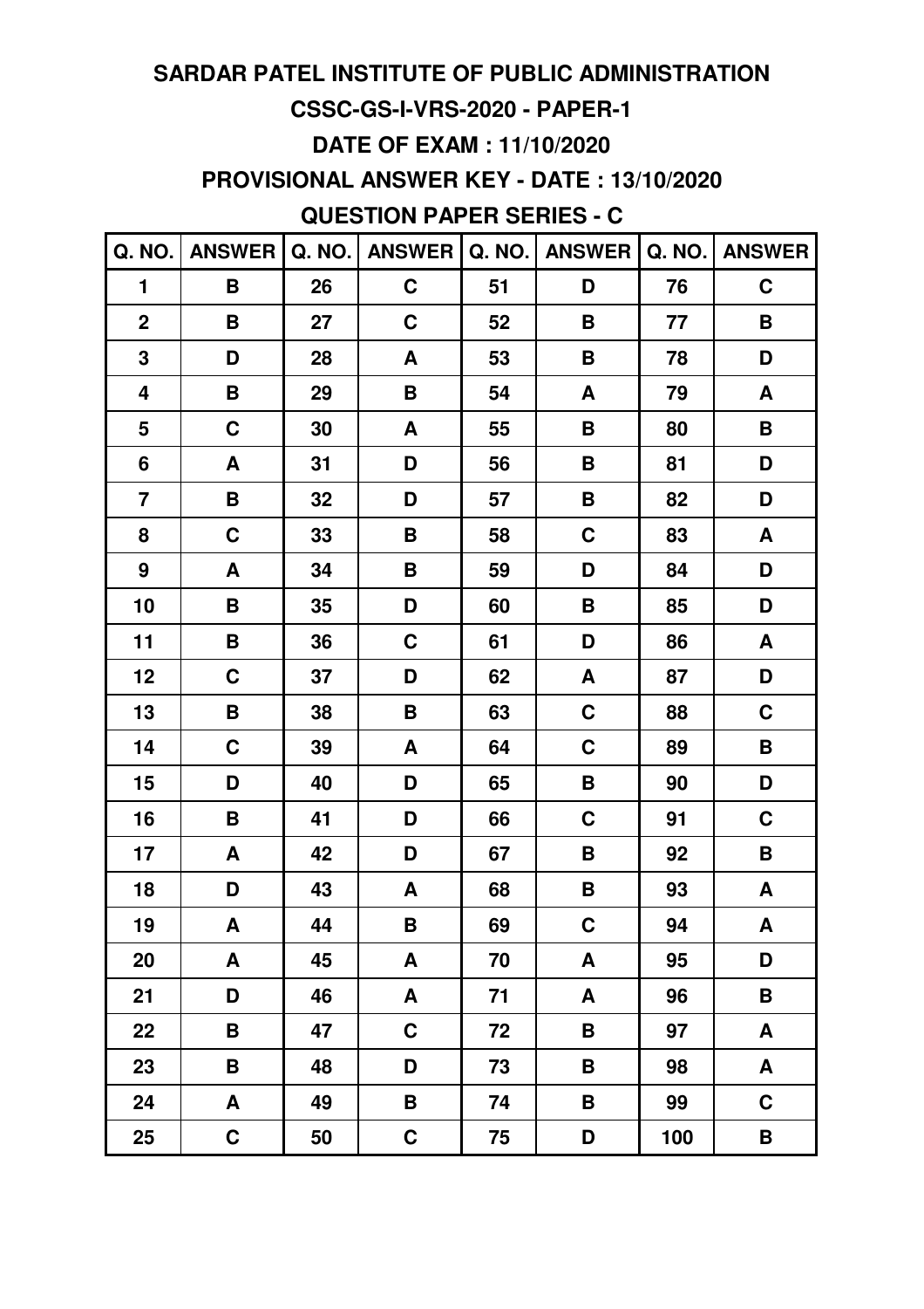# SARDAR PATEL INSTITUTE OF PUBLIC ADMINISTRATION

## CSSC-GS-I-VRS-2020 - PAPER-1

## DATE OF EXAM : 11/10/2020

## PROVISIONAL ANSWER KEY - DATE : 13/10/2020

## QUESTION PAPER SERIES - C

| Q. NO. | ANSWER | Q. NO. | ANSWER | Q. NO. | ANSWER | Q. NO. | ANSWER |
|---|---|---|---|---|---|---|---|
| 1 | B | 26 | C | 51 | D | 76 | C |
| 2 | B | 27 | C | 52 | B | 77 | B |
| 3 | D | 28 | A | 53 | B | 78 | D |
| 4 | B | 29 | B | 54 | A | 79 | A |
| 5 | C | 30 | A | 55 | B | 80 | B |
| 6 | A | 31 | D | 56 | B | 81 | D |
| 7 | B | 32 | D | 57 | B | 82 | D |
| 8 | C | 33 | B | 58 | C | 83 | A |
| 9 | A | 34 | B | 59 | D | 84 | D |
| 10 | B | 35 | D | 60 | B | 85 | D |
| 11 | B | 36 | C | 61 | D | 86 | A |
| 12 | C | 37 | D | 62 | A | 87 | D |
| 13 | B | 38 | B | 63 | C | 88 | C |
| 14 | C | 39 | A | 64 | C | 89 | B |
| 15 | D | 40 | D | 65 | B | 90 | D |
| 16 | B | 41 | D | 66 | C | 91 | C |
| 17 | A | 42 | D | 67 | B | 92 | B |
| 18 | D | 43 | A | 68 | B | 93 | A |
| 19 | A | 44 | B | 69 | C | 94 | A |
| 20 | A | 45 | A | 70 | A | 95 | D |
| 21 | D | 46 | A | 71 | A | 96 | B |
| 22 | B | 47 | C | 72 | B | 97 | A |
| 23 | B | 48 | D | 73 | B | 98 | A |
| 24 | A | 49 | B | 74 | B | 99 | C |
| 25 | C | 50 | C | 75 | D | 100 | B |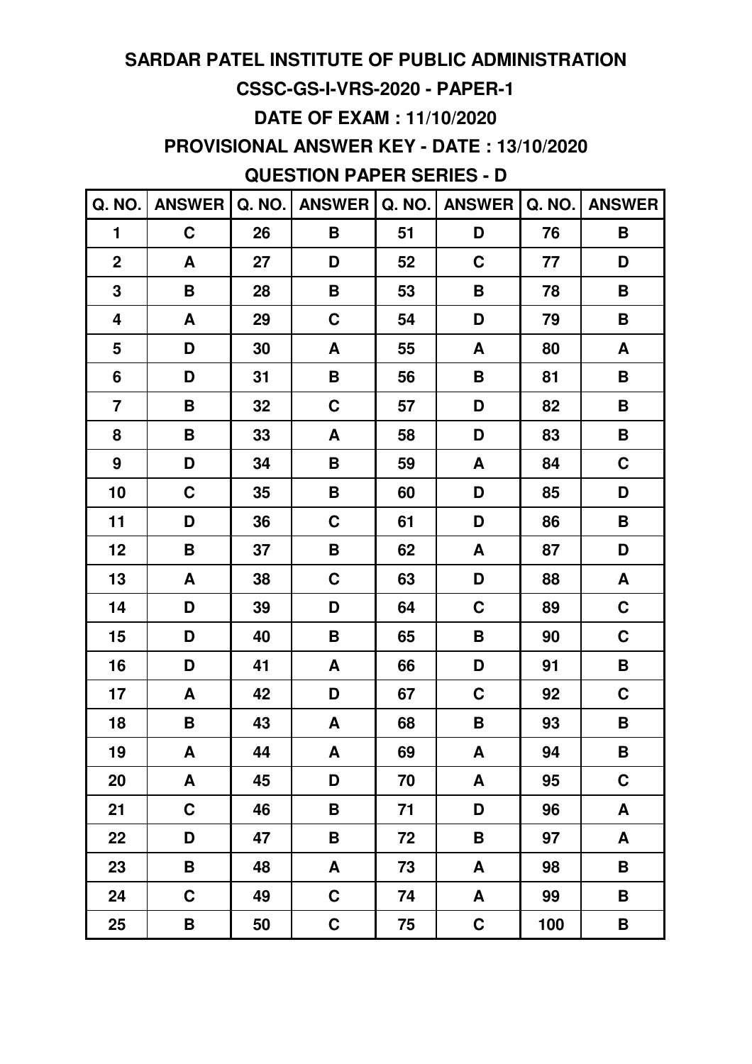# SARDAR PATEL INSTITUTE OF PUBLIC ADMINISTRATION

## CSSC-GS-I-VRS-2020 - PAPER-1

## DATE OF EXAM : 11/10/2020

## PROVISIONAL ANSWER KEY - DATE : 13/10/2020

## QUESTION PAPER SERIES - D

| Q. NO. | ANSWER | Q. NO. | ANSWER | Q. NO. | ANSWER | Q. NO. | ANSWER |
|---|---|---|---|---|---|---|---|
| 1 | C | 26 | B | 51 | D | 76 | B |
| 2 | A | 27 | D | 52 | C | 77 | D |
| 3 | B | 28 | B | 53 | B | 78 | B |
| 4 | A | 29 | C | 54 | D | 79 | B |
| 5 | D | 30 | A | 55 | A | 80 | A |
| 6 | D | 31 | B | 56 | B | 81 | B |
| 7 | B | 32 | C | 57 | D | 82 | B |
| 8 | B | 33 | A | 58 | D | 83 | B |
| 9 | D | 34 | B | 59 | A | 84 | C |
| 10 | C | 35 | B | 60 | D | 85 | D |
| 11 | D | 36 | C | 61 | D | 86 | B |
| 12 | B | 37 | B | 62 | A | 87 | D |
| 13 | A | 38 | C | 63 | D | 88 | A |
| 14 | D | 39 | D | 64 | C | 89 | C |
| 15 | D | 40 | B | 65 | B | 90 | C |
| 16 | D | 41 | A | 66 | D | 91 | B |
| 17 | A | 42 | D | 67 | C | 92 | C |
| 18 | B | 43 | A | 68 | B | 93 | B |
| 19 | A | 44 | A | 69 | A | 94 | B |
| 20 | A | 45 | D | 70 | A | 95 | C |
| 21 | C | 46 | B | 71 | D | 96 | A |
| 22 | D | 47 | B | 72 | B | 97 | A |
| 23 | B | 48 | A | 73 | A | 98 | B |
| 24 | C | 49 | C | 74 | A | 99 | B |
| 25 | B | 50 | C | 75 | C | 100 | B |